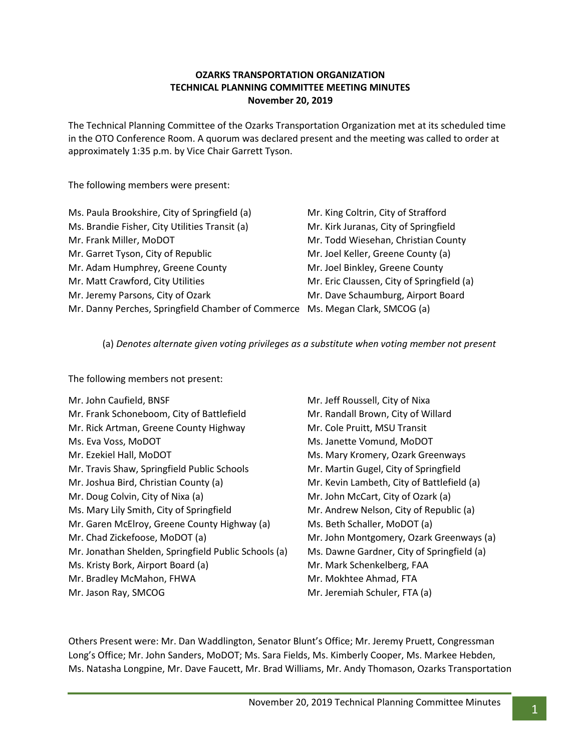**OZARKS TRANSPORTATION ORGANIZATION**
**TECHNICAL PLANNING COMMITTEE MEETING MINUTES**
**November 20, 2019**

The Technical Planning Committee of the Ozarks Transportation Organization met at its scheduled time in the OTO Conference Room. A quorum was declared present and the meeting was called to order at approximately 1:35 p.m. by Vice Chair Garrett Tyson.

The following members were present:

Ms. Paula Brookshire, City of Springfield (a)
Ms. Brandie Fisher, City Utilities Transit (a)
Mr. Frank Miller, MoDOT
Mr. Garret Tyson, City of Republic
Mr. Adam Humphrey, Greene County
Mr. Matt Crawford, City Utilities
Mr. Jeremy Parsons, City of Ozark
Mr. Danny Perches, Springfield Chamber of Commerce
Mr. King Coltrin, City of Strafford
Mr. Kirk Juranas, City of Springfield
Mr. Todd Wiesehan, Christian County
Mr. Joel Keller, Greene County (a)
Mr. Joel Binkley, Greene County
Mr. Eric Claussen, City of Springfield (a)
Mr. Dave Schaumburg, Airport Board
Ms. Megan Clark, SMCOG (a)

(a) *Denotes alternate given voting privileges as a substitute when voting member not present*

The following members not present:

Mr. John Caufield, BNSF
Mr. Frank Schoneboom, City of Battlefield
Mr. Rick Artman, Greene County Highway
Ms. Eva Voss, MoDOT
Mr. Ezekiel Hall, MoDOT
Mr. Travis Shaw, Springfield Public Schools
Mr. Joshua Bird, Christian County (a)
Mr. Doug Colvin, City of Nixa (a)
Ms. Mary Lily Smith, City of Springfield
Mr. Garen McElroy, Greene County Highway (a)
Mr. Chad Zickefoose, MoDOT (a)
Mr. Jonathan Shelden, Springfield Public Schools (a)
Ms. Kristy Bork, Airport Board (a)
Mr. Bradley McMahon, FHWA
Mr. Jason Ray, SMCOG
Mr. Jeff Roussell, City of Nixa
Mr. Randall Brown, City of Willard
Mr. Cole Pruitt, MSU Transit
Ms. Janette Vomund, MoDOT
Ms. Mary Kromery, Ozark Greenways
Mr. Martin Gugel, City of Springfield
Mr. Kevin Lambeth, City of Battlefield (a)
Mr. John McCart, City of Ozark (a)
Mr. Andrew Nelson, City of Republic (a)
Ms. Beth Schaller, MoDOT (a)
Mr. John Montgomery, Ozark Greenways (a)
Ms. Dawne Gardner, City of Springfield (a)
Mr. Mark Schenkelberg, FAA
Mr. Mokhtee Ahmad, FTA
Mr. Jeremiah Schuler, FTA (a)

Others Present were: Mr. Dan Waddlington, Senator Blunt's Office; Mr. Jeremy Pruett, Congressman Long's Office; Mr. John Sanders, MoDOT; Ms. Sara Fields, Ms. Kimberly Cooper, Ms. Markee Hebden, Ms. Natasha Longpine, Mr. Dave Faucett, Mr. Brad Williams, Mr. Andy Thomason, Ozarks Transportation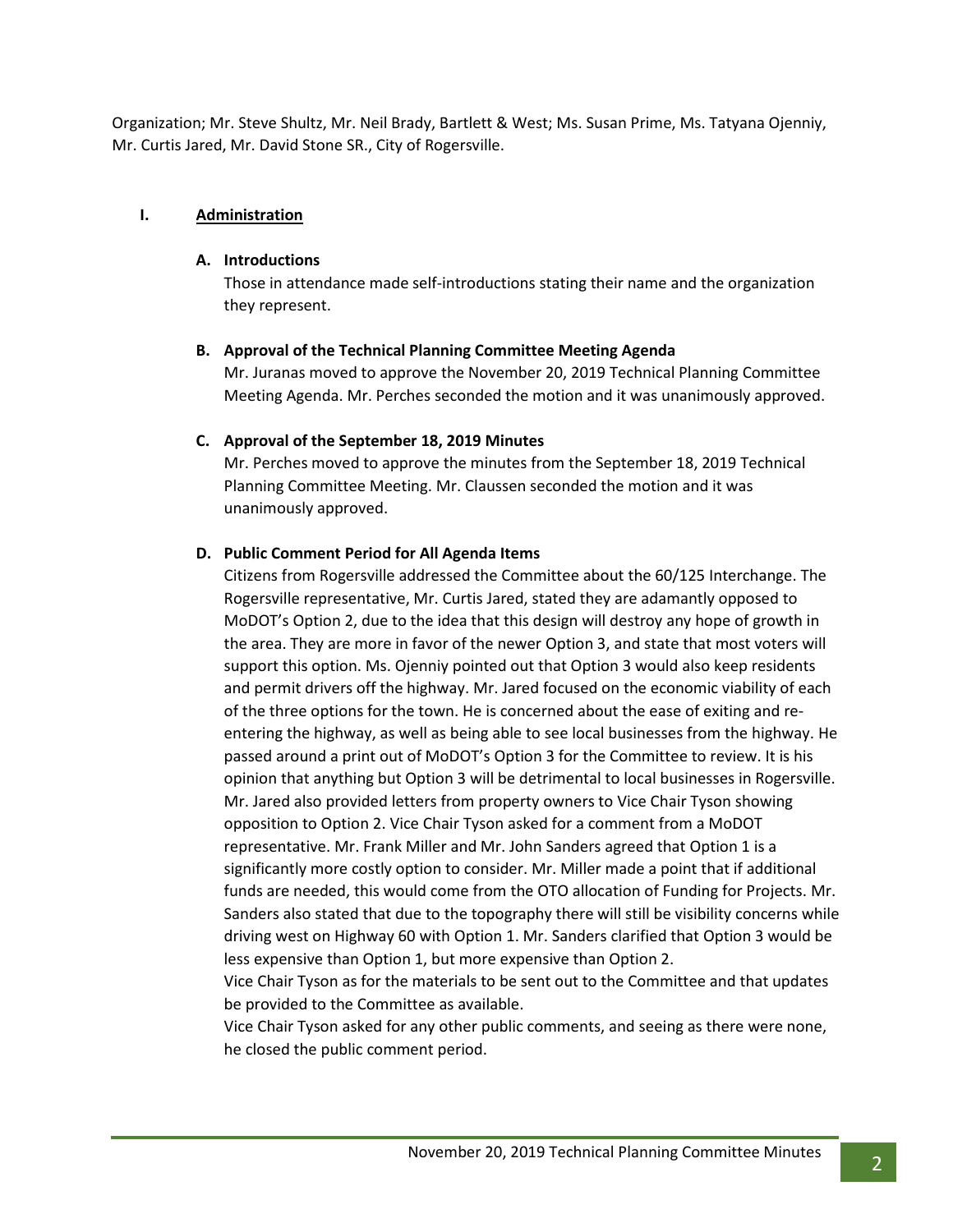Organization; Mr. Steve Shultz, Mr. Neil Brady, Bartlett & West; Ms. Susan Prime, Ms. Tatyana Ojenniy, Mr. Curtis Jared, Mr. David Stone SR., City of Rogersville.

## I. Administration

### A. Introductions

Those in attendance made self-introductions stating their name and the organization they represent.

### B. Approval of the Technical Planning Committee Meeting Agenda

Mr. Juranas moved to approve the November 20, 2019 Technical Planning Committee Meeting Agenda. Mr. Perches seconded the motion and it was unanimously approved.

### C. Approval of the September 18, 2019 Minutes

Mr. Perches moved to approve the minutes from the September 18, 2019 Technical Planning Committee Meeting. Mr. Claussen seconded the motion and it was unanimously approved.

### D. Public Comment Period for All Agenda Items

Citizens from Rogersville addressed the Committee about the 60/125 Interchange. The Rogersville representative, Mr. Curtis Jared, stated they are adamantly opposed to MoDOT's Option 2, due to the idea that this design will destroy any hope of growth in the area. They are more in favor of the newer Option 3, and state that most voters will support this option. Ms. Ojenniy pointed out that Option 3 would also keep residents and permit drivers off the highway. Mr. Jared focused on the economic viability of each of the three options for the town. He is concerned about the ease of exiting and re-entering the highway, as well as being able to see local businesses from the highway. He passed around a print out of MoDOT's Option 3 for the Committee to review. It is his opinion that anything but Option 3 will be detrimental to local businesses in Rogersville. Mr. Jared also provided letters from property owners to Vice Chair Tyson showing opposition to Option 2. Vice Chair Tyson asked for a comment from a MoDOT representative. Mr. Frank Miller and Mr. John Sanders agreed that Option 1 is a significantly more costly option to consider. Mr. Miller made a point that if additional funds are needed, this would come from the OTO allocation of Funding for Projects. Mr. Sanders also stated that due to the topography there will still be visibility concerns while driving west on Highway 60 with Option 1. Mr. Sanders clarified that Option 3 would be less expensive than Option 1, but more expensive than Option 2.

Vice Chair Tyson as for the materials to be sent out to the Committee and that updates be provided to the Committee as available.

Vice Chair Tyson asked for any other public comments, and seeing as there were none, he closed the public comment period.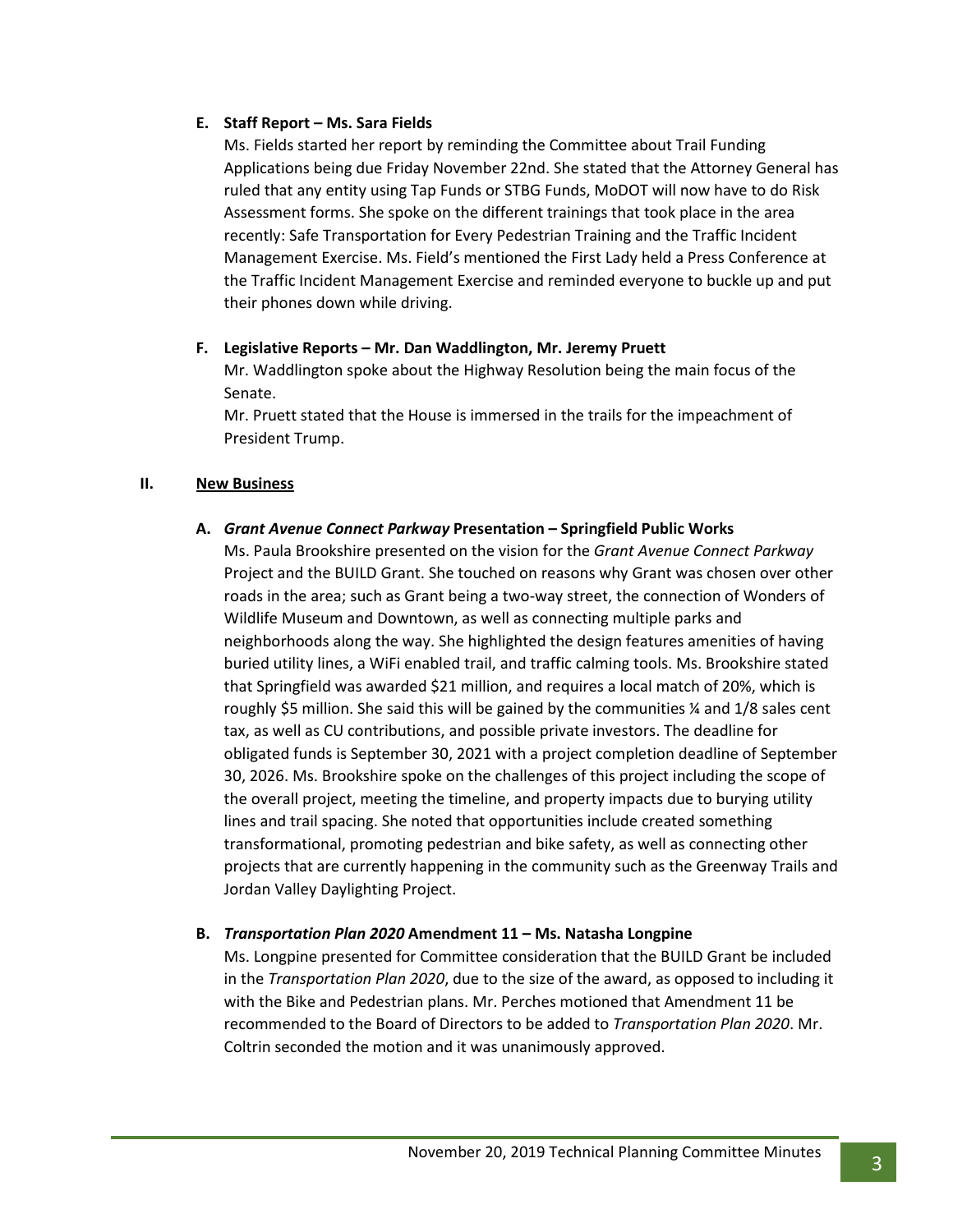**E. Staff Report – Ms. Sara Fields**

Ms. Fields started her report by reminding the Committee about Trail Funding Applications being due Friday November 22nd. She stated that the Attorney General has ruled that any entity using Tap Funds or STBG Funds, MoDOT will now have to do Risk Assessment forms. She spoke on the different trainings that took place in the area recently: Safe Transportation for Every Pedestrian Training and the Traffic Incident Management Exercise. Ms. Field's mentioned the First Lady held a Press Conference at the Traffic Incident Management Exercise and reminded everyone to buckle up and put their phones down while driving.

**F. Legislative Reports – Mr. Dan Waddlington, Mr. Jeremy Pruett**

Mr. Waddlington spoke about the Highway Resolution being the main focus of the Senate.

Mr. Pruett stated that the House is immersed in the trails for the impeachment of President Trump.

## II. New Business

**A. *Grant Avenue Connect Parkway* Presentation – Springfield Public Works**

Ms. Paula Brookshire presented on the vision for the *Grant Avenue Connect Parkway* Project and the BUILD Grant. She touched on reasons why Grant was chosen over other roads in the area; such as Grant being a two-way street, the connection of Wonders of Wildlife Museum and Downtown, as well as connecting multiple parks and neighborhoods along the way. She highlighted the design features amenities of having buried utility lines, a WiFi enabled trail, and traffic calming tools. Ms. Brookshire stated that Springfield was awarded $21 million, and requires a local match of 20%, which is roughly $5 million. She said this will be gained by the communities ¼ and 1/8 sales cent tax, as well as CU contributions, and possible private investors. The deadline for obligated funds is September 30, 2021 with a project completion deadline of September 30, 2026. Ms. Brookshire spoke on the challenges of this project including the scope of the overall project, meeting the timeline, and property impacts due to burying utility lines and trail spacing. She noted that opportunities include created something transformational, promoting pedestrian and bike safety, as well as connecting other projects that are currently happening in the community such as the Greenway Trails and Jordan Valley Daylighting Project.

**B. *Transportation Plan 2020* Amendment 11 – Ms. Natasha Longpine**

Ms. Longpine presented for Committee consideration that the BUILD Grant be included in the *Transportation Plan 2020*, due to the size of the award, as opposed to including it with the Bike and Pedestrian plans. Mr. Perches motioned that Amendment 11 be recommended to the Board of Directors to be added to *Transportation Plan 2020*. Mr. Coltrin seconded the motion and it was unanimously approved.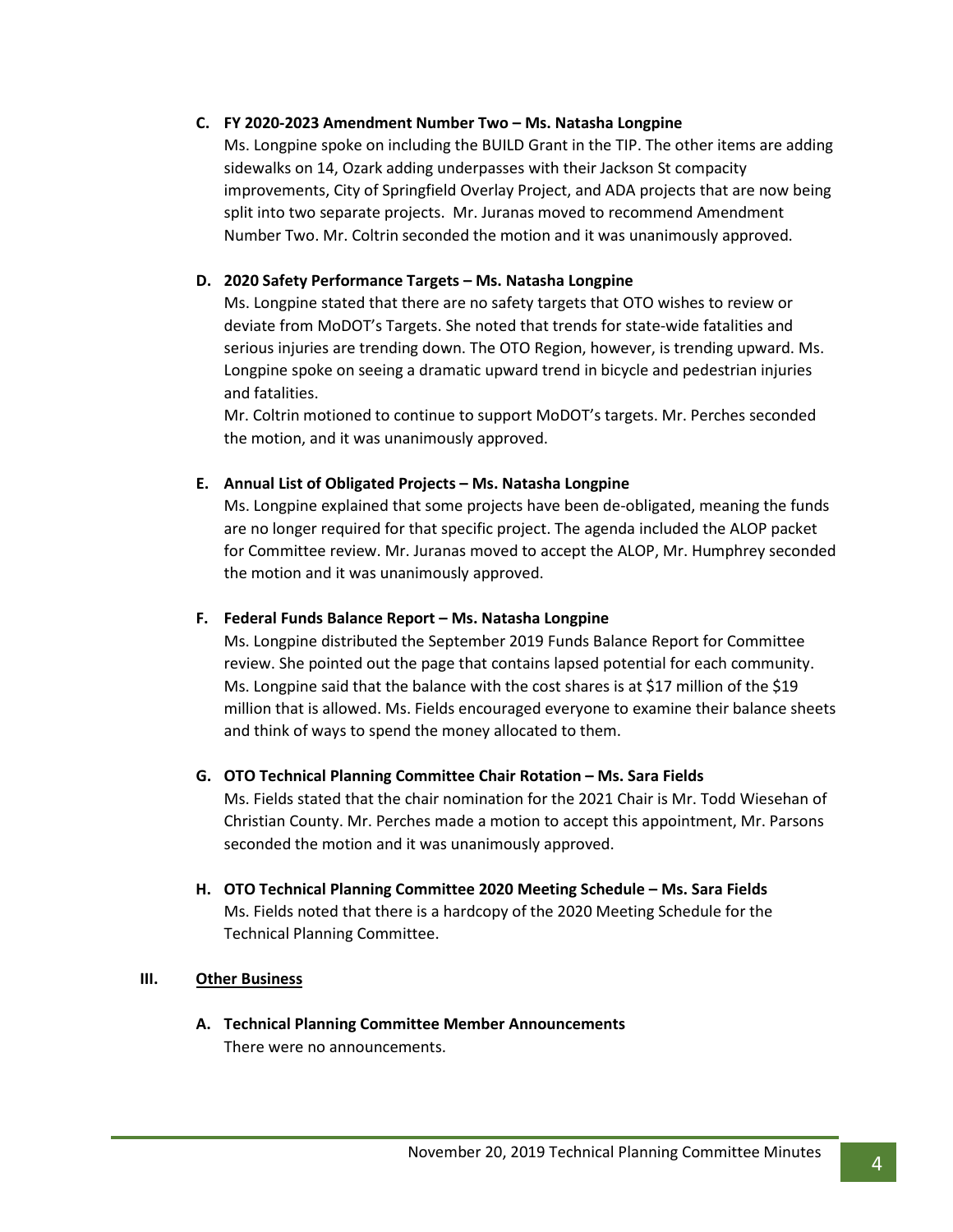**C. FY 2020-2023 Amendment Number Two – Ms. Natasha Longpine**

Ms. Longpine spoke on including the BUILD Grant in the TIP. The other items are adding sidewalks on 14, Ozark adding underpasses with their Jackson St compacity improvements, City of Springfield Overlay Project, and ADA projects that are now being split into two separate projects. Mr. Juranas moved to recommend Amendment Number Two. Mr. Coltrin seconded the motion and it was unanimously approved.

**D. 2020 Safety Performance Targets – Ms. Natasha Longpine**

Ms. Longpine stated that there are no safety targets that OTO wishes to review or deviate from MoDOT's Targets. She noted that trends for state-wide fatalities and serious injuries are trending down. The OTO Region, however, is trending upward. Ms. Longpine spoke on seeing a dramatic upward trend in bicycle and pedestrian injuries and fatalities.

Mr. Coltrin motioned to continue to support MoDOT's targets. Mr. Perches seconded the motion, and it was unanimously approved.

**E. Annual List of Obligated Projects – Ms. Natasha Longpine**

Ms. Longpine explained that some projects have been de-obligated, meaning the funds are no longer required for that specific project. The agenda included the ALOP packet for Committee review. Mr. Juranas moved to accept the ALOP, Mr. Humphrey seconded the motion and it was unanimously approved.

**F. Federal Funds Balance Report – Ms. Natasha Longpine**

Ms. Longpine distributed the September 2019 Funds Balance Report for Committee review. She pointed out the page that contains lapsed potential for each community. Ms. Longpine said that the balance with the cost shares is at $17 million of the $19 million that is allowed. Ms. Fields encouraged everyone to examine their balance sheets and think of ways to spend the money allocated to them.

**G. OTO Technical Planning Committee Chair Rotation – Ms. Sara Fields**

Ms. Fields stated that the chair nomination for the 2021 Chair is Mr. Todd Wiesehan of Christian County. Mr. Perches made a motion to accept this appointment, Mr. Parsons seconded the motion and it was unanimously approved.

**H. OTO Technical Planning Committee 2020 Meeting Schedule – Ms. Sara Fields**

Ms. Fields noted that there is a hardcopy of the 2020 Meeting Schedule for the Technical Planning Committee.

## III. Other Business

**A. Technical Planning Committee Member Announcements**

There were no announcements.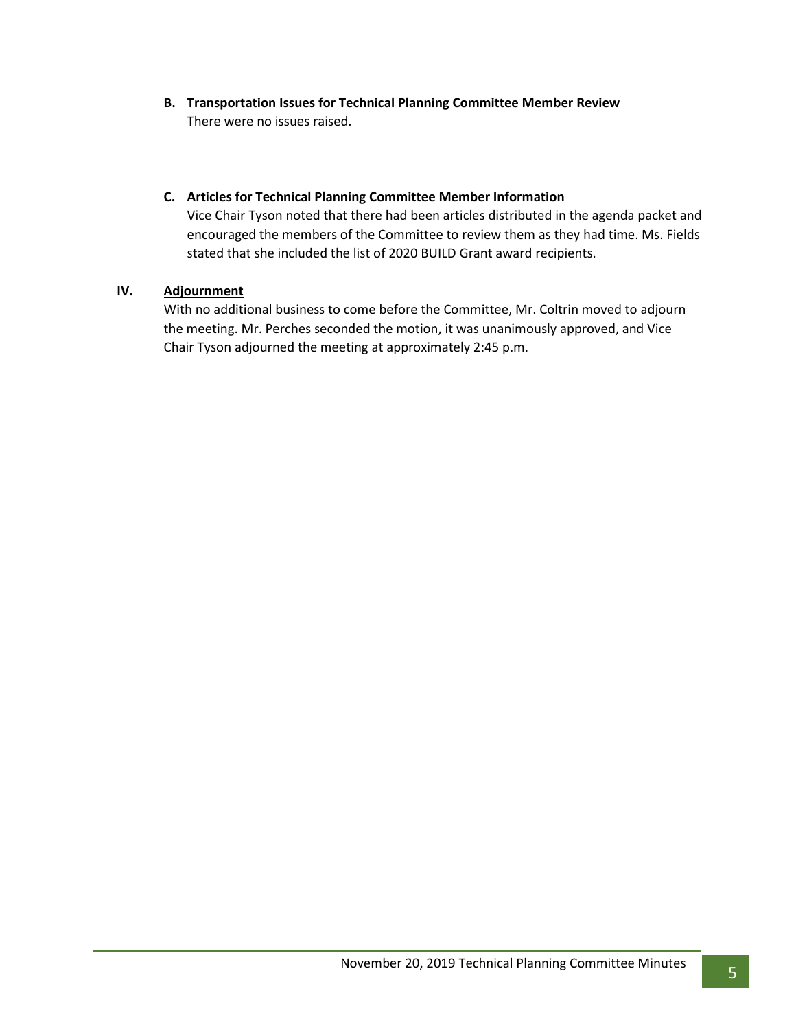**B. Transportation Issues for Technical Planning Committee Member Review**

There were no issues raised.

**C. Articles for Technical Planning Committee Member Information**

Vice Chair Tyson noted that there had been articles distributed in the agenda packet and encouraged the members of the Committee to review them as they had time. Ms. Fields stated that she included the list of 2020 BUILD Grant award recipients.

**IV. Adjournment**

With no additional business to come before the Committee, Mr. Coltrin moved to adjourn the meeting. Mr. Perches seconded the motion, it was unanimously approved, and Vice Chair Tyson adjourned the meeting at approximately 2:45 p.m.